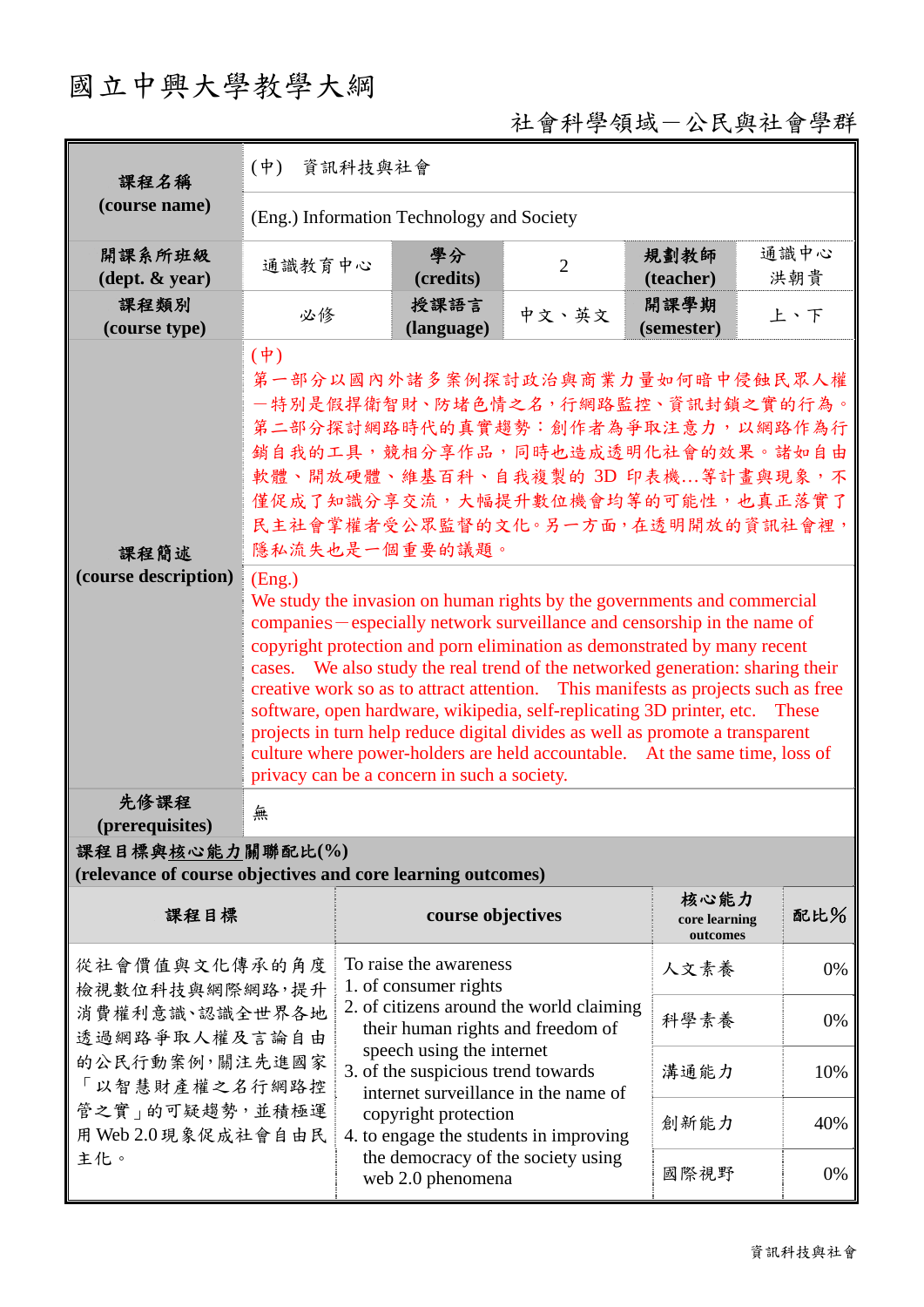# 國立中興大學教學大綱

社會科學領域－公民與社會學群

| 課程名稱 (course name) | (中) 資訊科技與社會 | | | | |
|---|---|---|---|---|---|
| | (Eng.) Information Technology and Society | | | | |
| 開課系所班級 (dept. & year) | 通識教育中心 | 學分 (credits) | 2 | 規劃教師 (teacher) | 通識中心 洪朝貴 |
| 課程類別 (course type) | 必修 | 授課語言 (language) | 中文、英文 | 開課學期 (semester) | 上、下 |
| 課程簡述 (course description) | (中) 第一部分以國內外諸多案例探討政治與商業力量如何暗中侵蝕民眾人權—特別是假捍衛智財、防堵色情之名，行網路監控、資訊封鎖之實的行為。第二部分探討網路時代的真實趨勢：創作者為爭取注意力，以網路作為行銷自我的工具，競相分享作品，同時也造成透明化社會的效果。諸如自由軟體、開放硬體、維基百科、自我複製的 3D 印表機…等計畫與現象，不僅促成了知識分享交流，大幅提升數位機會均等的可能性，也真正落實了民主社會掌權者受公眾監督的文化。另一方面，在透明開放的資訊社會裡，隱私流失也是一個重要的議題。 | | | | |
| | (Eng.) We study the invasion on human rights by the governments and commercial companies－especially network surveillance and censorship in the name of copyright protection and porn elimination as demonstrated by many recent cases. We also study the real trend of the networked generation: sharing their creative work so as to attract attention. This manifests as projects such as free software, open hardware, wikipedia, self-replicating 3D printer, etc. These projects in turn help reduce digital divides as well as promote a transparent culture where power-holders are held accountable. At the same time, loss of privacy can be a concern in such a society. | | | | |
| 先修課程 (prerequisites) | 無 | | | | |

**課程目標與核心能力關聯配比(%)**
**(relevance of course objectives and core learning outcomes)**

| 課程目標 | course objectives | 核心能力 core learning outcomes | 配比% |
|---|---|---|---|
| 從社會價值與文化傳承的角度檢視數位科技與網際網路，提升消費權利意識、認識全世界各地透過網路爭取人權及言論自由的公民行動案例，關注先進國家「以智財產權之名行網路控管之實」的可疑趨勢，並積極運用 Web 2.0 現象促成社會自由民主化。 | To raise the awareness<br>1. of consumer rights<br>2. of citizens around the world claiming their human rights and freedom of speech using the internet<br>3. of the suspicious trend towards internet surveillance in the name of copyright protection<br>4. to engage the students in improving the democracy of the society using web 2.0 phenomena | 人文素養 | 0% |
| | | 科學素養 | 0% |
| | | 溝通能力 | 10% |
| | | 創新能力 | 40% |
| | | 國際視野 | 0% |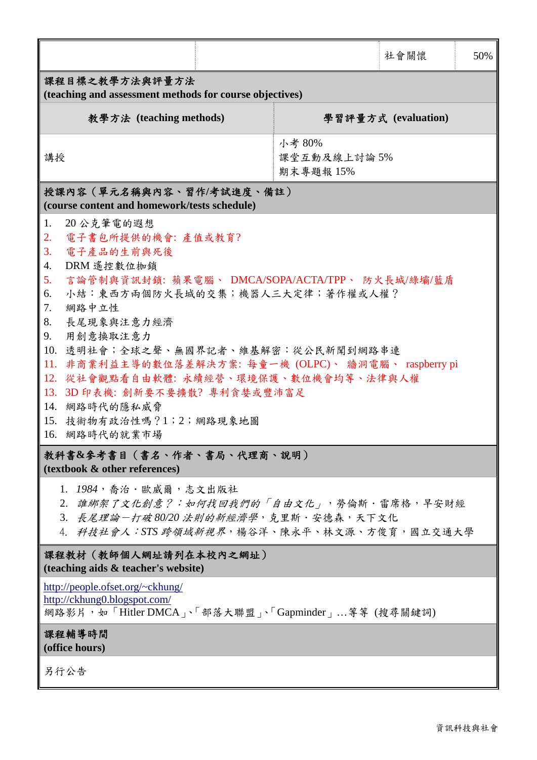| | | | |
|---|---|---|---|
| | | 社會關懷 | 50% |

**課程目標之教學方法與評量方法**
**(teaching and assessment methods for course objectives)**

| **教學方法 (teaching methods)** | **學習評量方式 (evaluation)** |
|---|---|
| 講授 | 小考 80%<br>課堂互動及線上討論 5%<br>期末專題報 15% |

**授課內容(單元名稱與內容、習作/考試進度、備註)**
**(course content and homework/tests schedule)**

1. 20 公克筆電的遐想
2. 電子書包所提供的機會: 產值或教育?
3. 電子產品的生前與死後
4. DRM 遙控數位枷鎖
5. 言論管制與資訊封鎖: 蘋果電腦、 DMCA/SOPA/ACTA/TPP、 防火長城/綠壩/藍盾
6. 小結:東西方兩個防火長城的交集;機器人三大定律;著作權或人權?
7. 網路中立性
8. 長尾現象與注意力經濟
9. 用創意換取注意力
10. 透明社會;全球之聲、無國界記者、維基解密:從公民新聞到網路串連
11. 非商業利益主導的數位落差解決方案: 每童一機 (OLPC)、 牆洞電腦、 raspberry pi
12. 從社會觀點看自由軟體: 永續經營、環境保護、數位機會均等、法律與人權
13. 3D 印表機: 創新要不要擴散? 專利貪婪或豐沛富足
14. 網路時代的隱私威脅
15. 技術物有政治性嗎?1;2;網路現象地圖
16. 網路時代的就業市場

**教科書&參考書目(書名、作者、書局、代理商、說明)**
**(textbook & other references)**

1. *1984*,喬治・歐威爾,志文出版社
2. *誰綁架了文化創意?:如何找回我們的「自由文化」*,勞倫斯・雷席格,早安財經
3. *長尾理論—打破 80/20 法則的新經濟學*,克里斯・安德森,天下文化
4. *科技社會人:STS 跨領域新視界*,楊谷洋、陳永平、林文源、方俊育,國立交通大學

**課程教材(教師個人網址請列在本校內之網址)**
**(teaching aids & teacher's website)**

http://people.ofset.org/~ckhung/
http://ckhung0.blogspot.com/
網路影片,如「Hitler DMCA」、「部落大聯盟」、「Gapminder」...等等 (搜尋關鍵詞)

**課程輔導時間**
**(office hours)**

另行公告